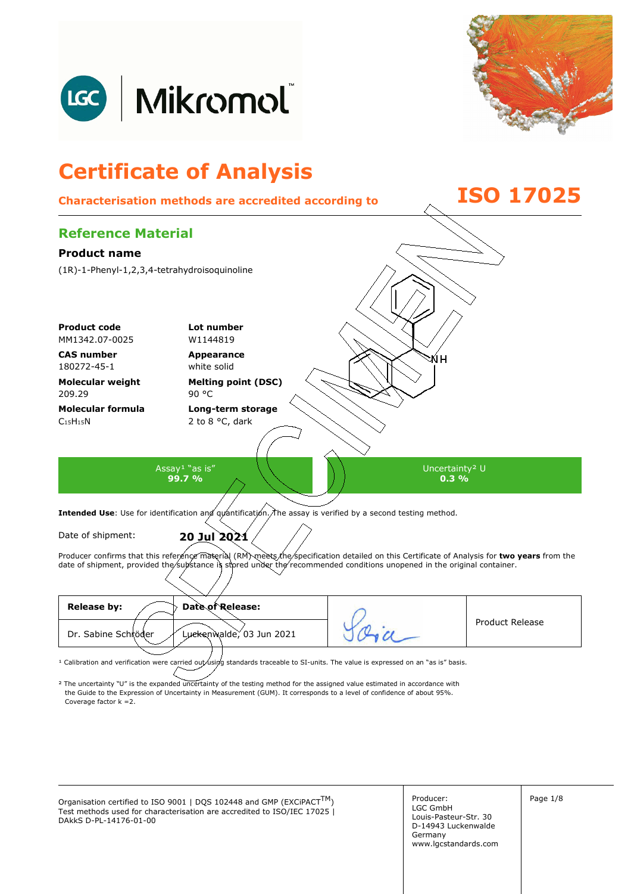# Certificate of Analysis

**Characterisation methods are accredited according to ISO 17025**

## Reference Material

### Product name

(1R)-1-Phenyl-1,2,3,4-tetrahydroisoquinoline

**Product code**
MM1342.07-0025

**Lot number**
W1144819

**CAS number**
180272-45-1

**Appearance**
white solid

**Molecular weight**
209.29

**Melting point (DSC)**
90 °C

**Molecular formula**
$C_{15}H_{15}N$

**Long-term storage**
2 to 8 °C, dark

| Assay[1] "as is" | Uncertainty[2] U |
|---|---|
| **99.7 %** | **0.3 %** |

**Intended Use**: Use for identification and quantification. The assay is verified by a second testing method.

Date of shipment: **20 Jul 2021**

Producer confirms that this reference material (RM) meets the specification detailed on this Certificate of Analysis for **two years** from the date of shipment, provided the substance is stored under the recommended conditions unopened in the original container.

| Release by: | Date of Release: | | Product Release |
|---|---|---|---|
| Dr. Sabine Schröder | Luckenwalde, 03 Jun 2021 | | |

[1] Calibration and verification were carried out using standards traceable to SI-units. The value is expressed on an "as is" basis.

[2] The uncertainty "U" is the expanded uncertainty of the testing method for the assigned value estimated in accordance with the Guide to the Expression of Uncertainty in Measurement (GUM). It corresponds to a level of confidence of about 95%. Coverage factor k =2.

Organisation certified to ISO 9001 | DQS 102448 and GMP (EXCiPACT™)
Test methods used for characterisation are accredited to ISO/IEC 17025 | DAkkS D-PL-14176-01-00

Producer:
LGC GmbH
Louis-Pasteur-Str. 30
D-14943 Luckenwalde
Germany
www.lgcstandards.com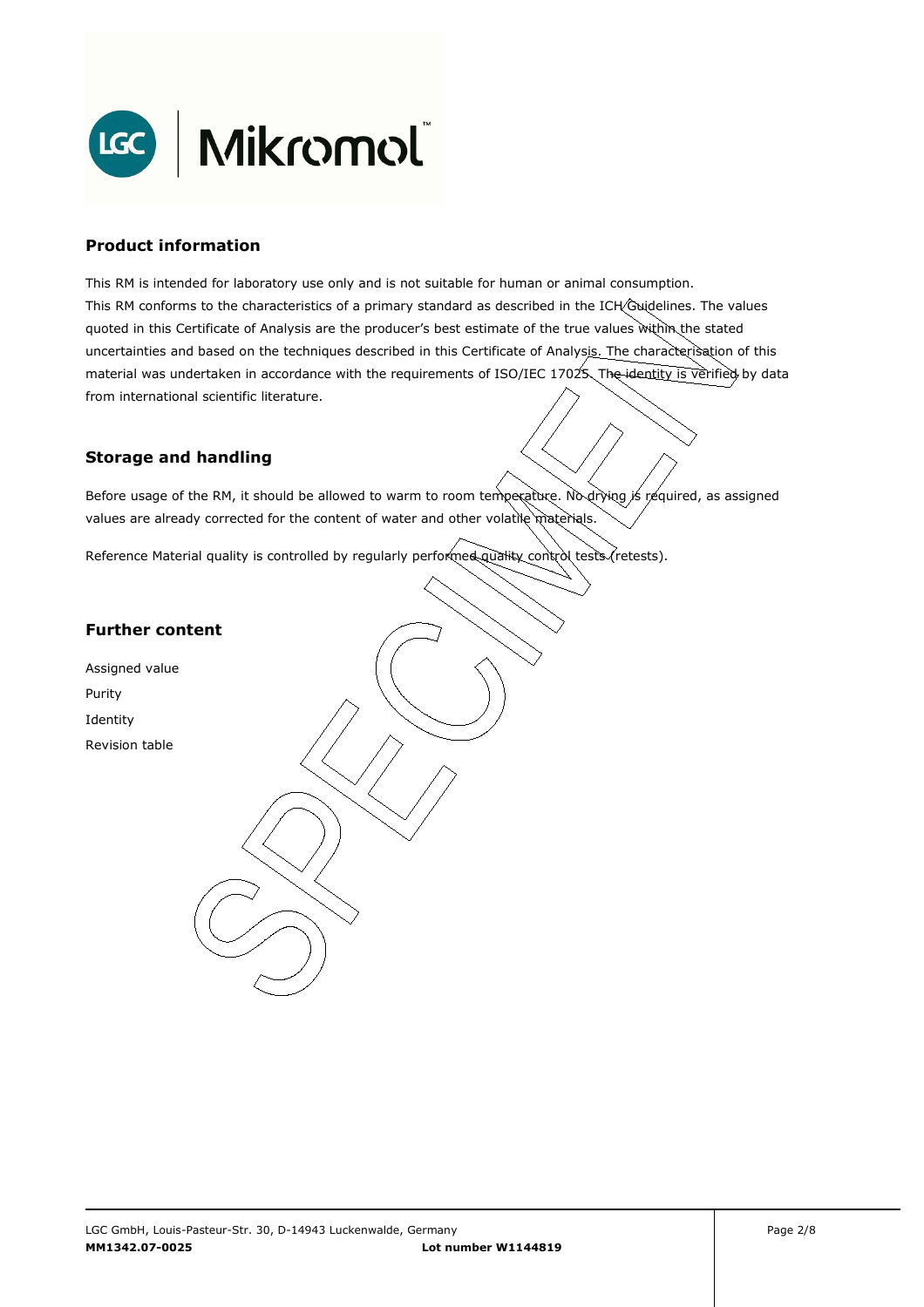## Product information

This RM is intended for laboratory use only and is not suitable for human or animal consumption.
This RM conforms to the characteristics of a primary standard as described in the ICH Guidelines. The values quoted in this Certificate of Analysis are the producer's best estimate of the true values within the stated uncertainties and based on the techniques described in this Certificate of Analysis. The characterisation of this material was undertaken in accordance with the requirements of ISO/IEC 17025. The identity is verified by data from international scientific literature.

## Storage and handling

Before usage of the RM, it should be allowed to warm to room temperature. No drying is required, as assigned values are already corrected for the content of water and other volatile materials.

Reference Material quality is controlled by regularly performed quality control tests (retests).

## Further content

Assigned value
Purity
Identity
Revision table

LGC GmbH, Louis-Pasteur-Str. 30, D-14943 Luckenwalde, Germany
**MM1342.07-0025** **Lot number W1144819**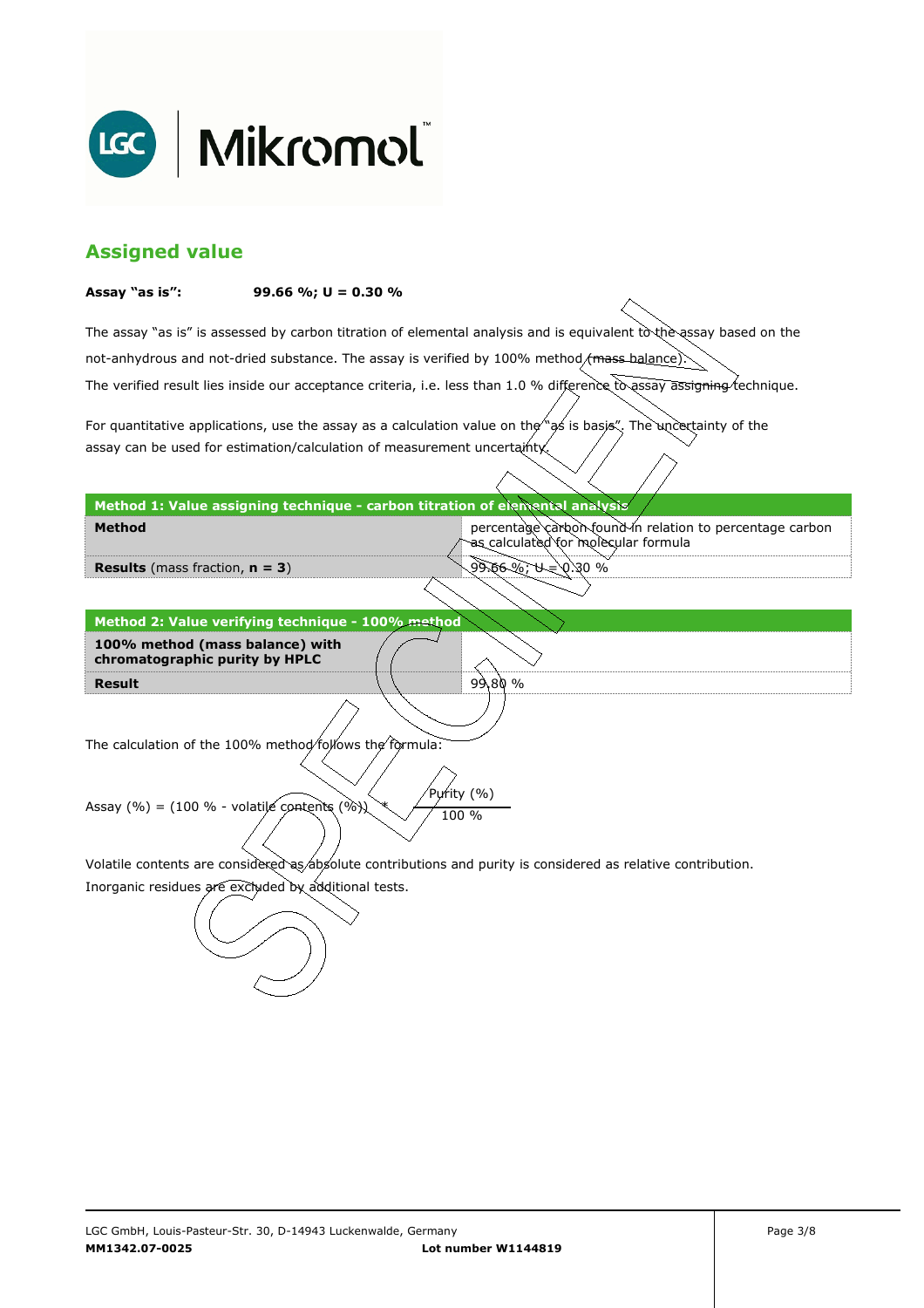## Assigned value

**Assay "as is":** **99.66 %; U = 0.30 %**

The assay "as is" is assessed by carbon titration of elemental analysis and is equivalent to the assay based on the not-anhydrous and not-dried substance. The assay is verified by 100% method (mass balance).
The verified result lies inside our acceptance criteria, i.e. less than 1.0 % difference to assay assigning technique.

For quantitative applications, use the assay as a calculation value on the "as is basis". The uncertainty of the assay can be used for estimation/calculation of measurement uncertainty.

| **Method 1: Value assigning technique - carbon titration of elemental analysis** | |
|---|---|
| **Method** | percentage carbon found in relation to percentage carbon as calculated for molecular formula |
| **Results** (mass fraction, **n = 3**) | 99.66 %; U = 0.30 % |

| **Method 2: Value verifying technique - 100% method** | |
|---|---|
| **100% method (mass balance) with chromatographic purity by HPLC** | |
| **Result** | 99.80 % |

The calculation of the 100% method follows the formula:

$$\text{Assay (\%)} = (100\,\% - \text{volatile contents (\%)}) * \frac{\text{Purity (\%)}}{100\,\%}$$

Volatile contents are considered as absolute contributions and purity is considered as relative contribution.
Inorganic residues are excluded by additional tests.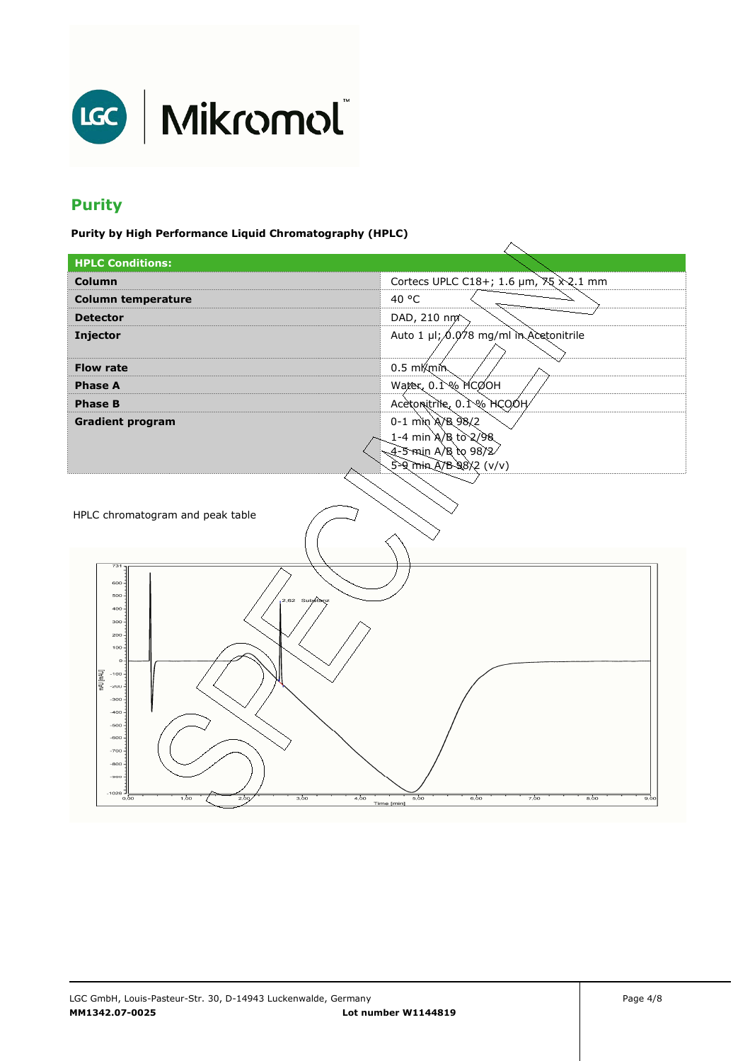## Purity

**Purity by High Performance Liquid Chromatography (HPLC)**

| HPLC Conditions: | |
|---|---|
| **Column** | Cortecs UPLC C18+; 1.6 µm, 75 x 2.1 mm |
| **Column temperature** | 40 °C |
| **Detector** | DAD, 210 nm |
| **Injector** | Auto 1 µl; 0.078 mg/ml in Acetonitrile |
| **Flow rate** | 0.5 ml/min |
| **Phase A** | Water, 0.1 % HCOOH |
| **Phase B** | Acetonitrile, 0.1 % HCOOH |
| **Gradient program** | 0-1 min A/B 98/2<br>1-4 min A/B to 2/98<br>4-5 min A/B to 98/2<br>5-9 min A/B 98/2 (v/v) |

HPLC chromatogram and peak table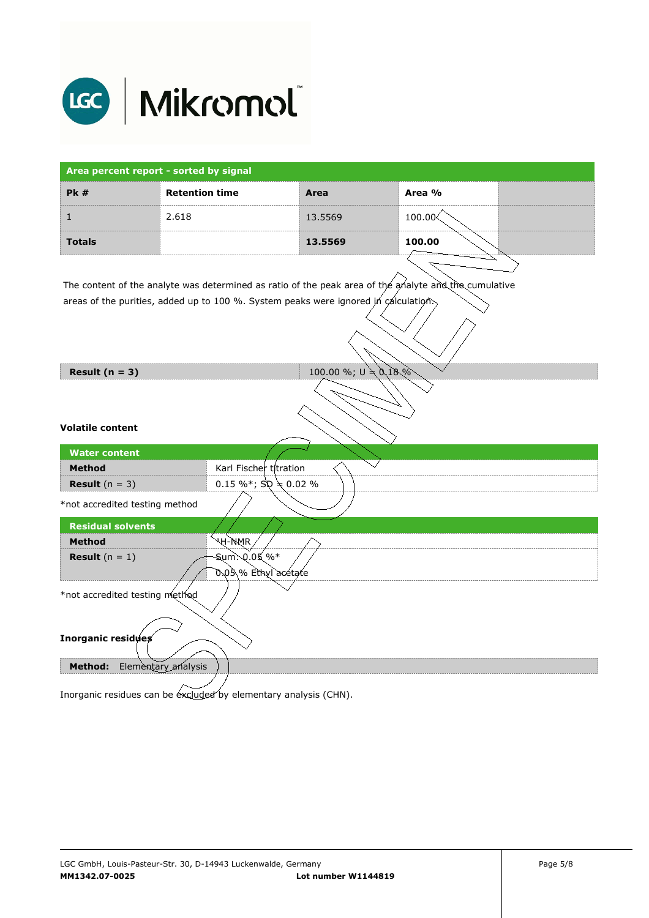| Area percent report - sorted by signal | | | | |
|---|---|---|---|---|
| **Pk #** | **Retention time** | **Area** | **Area %** | |
| 1 | 2.618 | 13.5569 | 100.00 | |
| **Totals** | | **13.5569** | **100.00** | |

The content of the analyte was determined as ratio of the peak area of the analyte and the cumulative areas of the purities, added up to 100 %. System peaks were ignored in calculation.

| **Result (n = 3)** | 100.00 %; U = 0.18 % |
|---|---|

**Volatile content**

| Water content | |
|---|---|
| **Method** | Karl Fischer titration |
| **Result** (n = 3) | 0.15 %*; SD = 0.02 % |

*not accredited testing method

| Residual solvents | |
|---|---|
| **Method** | $^{1}$H-NMR |
| **Result** (n = 1) | Sum: 0.05 %*<br>0.05 % Ethyl acetate |

*not accredited testing method

**Inorganic residues**

| **Method:** Elementary analysis |
|---|

Inorganic residues can be excluded by elementary analysis (CHN).

LGC GmbH, Louis-Pasteur-Str. 30, D-14943 Luckenwalde, Germany
**MM1342.07-0025** **Lot number W1144819**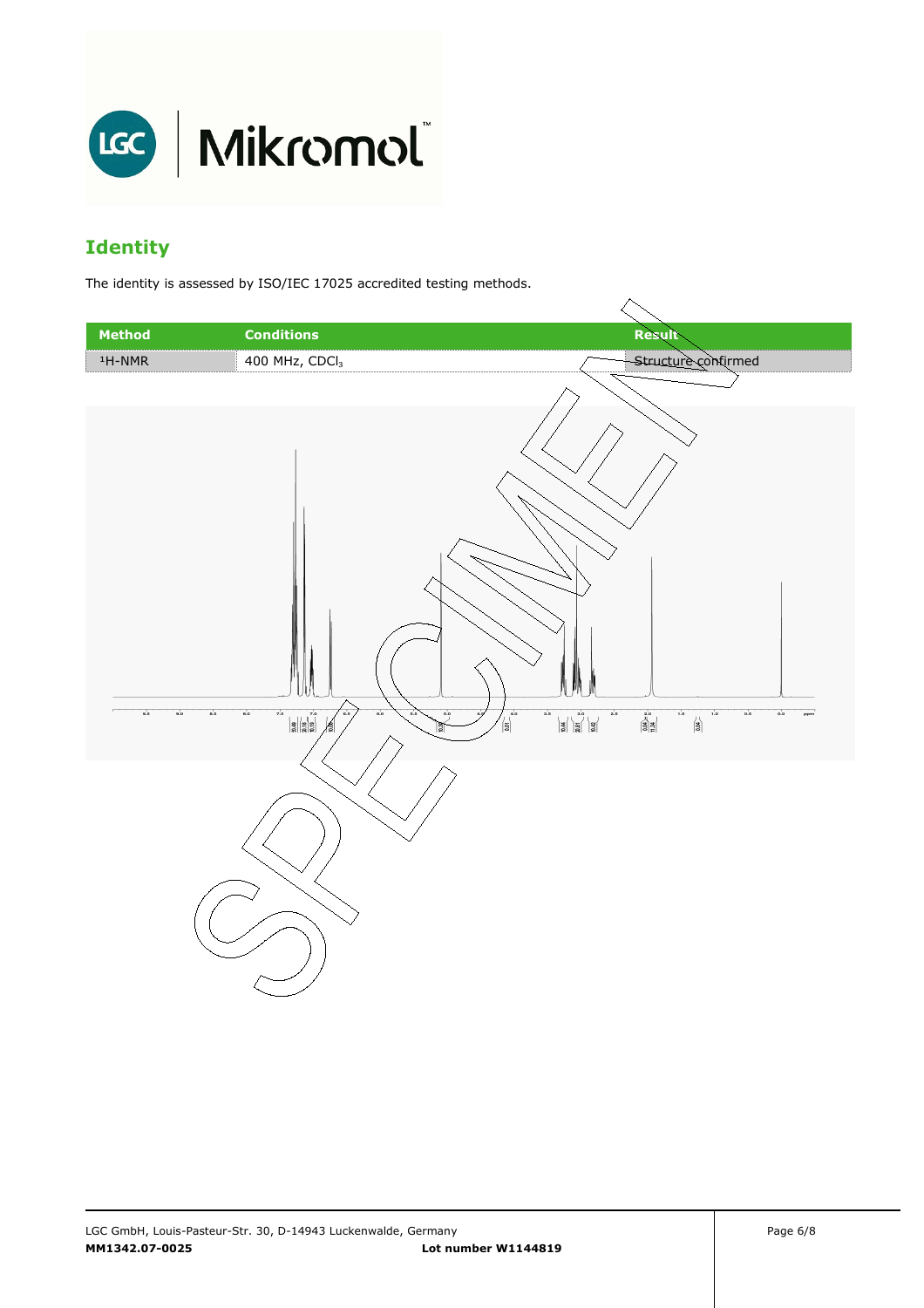# Identity

The identity is assessed by ISO/IEC 17025 accredited testing methods.

| Method | Conditions | Result |
| --- | --- | --- |
| $^1$H-NMR | 400 MHz, $CDCl_3$ | Structure confirmed |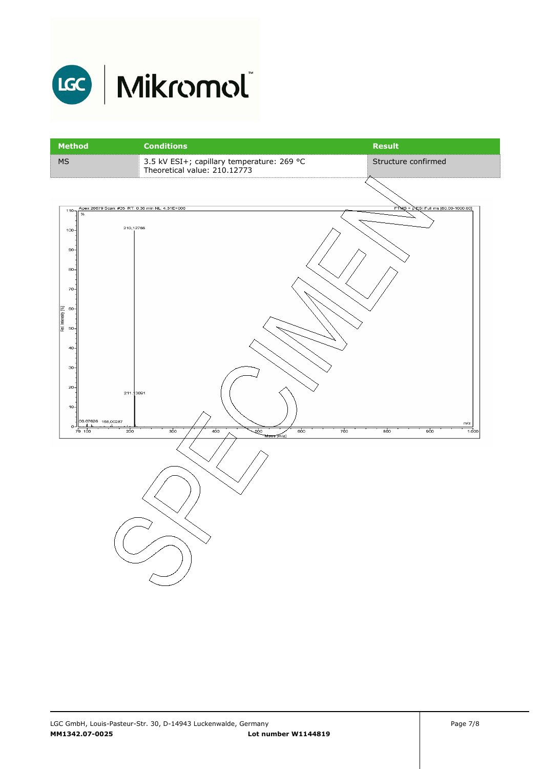| Method | Conditions | Result |
|---|---|---|
| MS | 3.5 kV ESI+; capillary temperature: 269 °C<br>Theoretical value: 210.12773 | Structure confirmed |

Apex 26679 Scan: #35 RT: 0.38 min NL: 4.31E+008

FTMS + p ESI Full ms [80.00-1000.00]

210,12766

211,13091

00,07626 168,00287

Rel. Intensity [%]

Mass [m/z]

SPECIMEN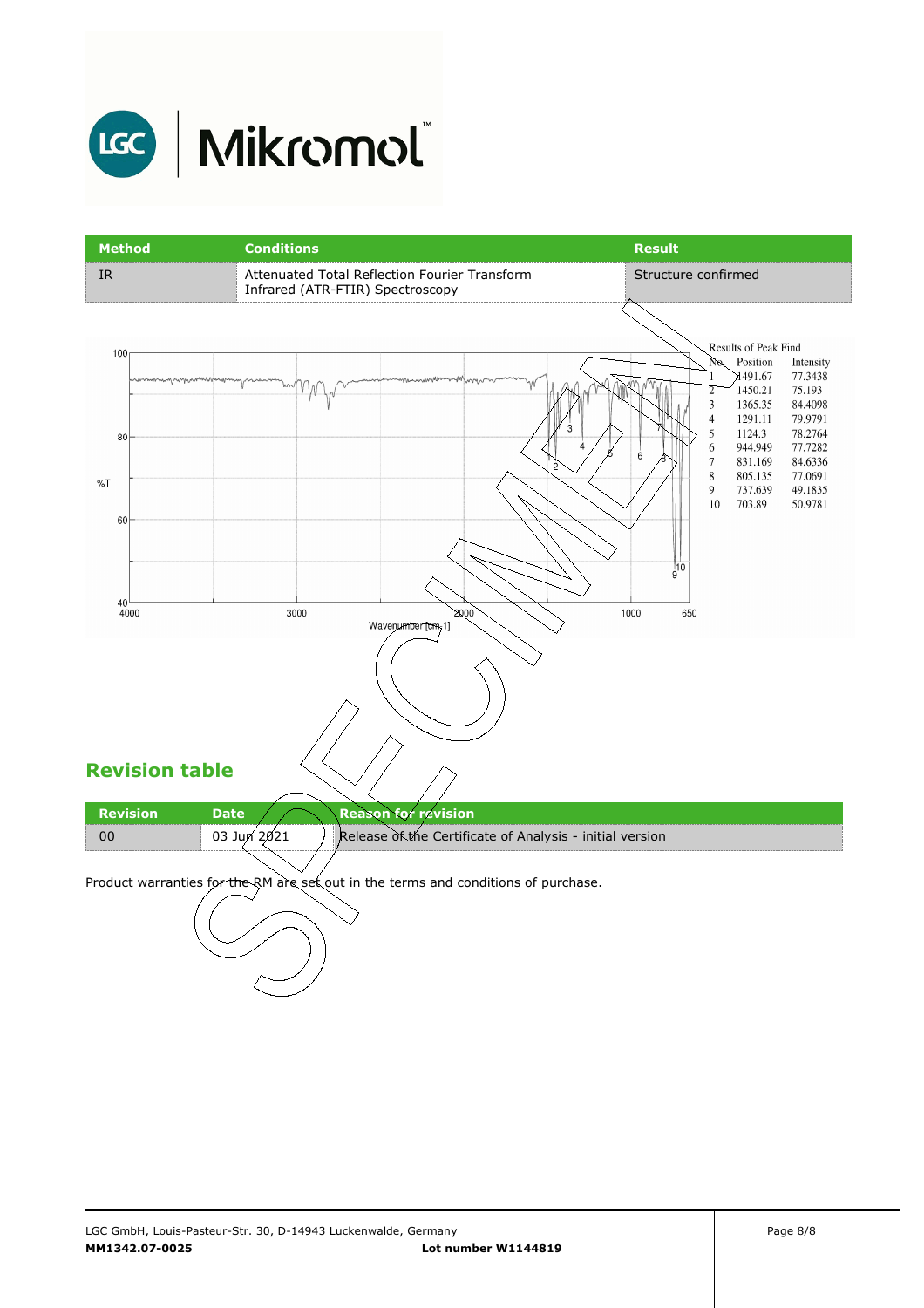| Method | Conditions | Result |
|---|---|---|
| IR | Attenuated Total Reflection Fourier Transform Infrared (ATR-FTIR) Spectroscopy | Structure confirmed |

100
80
60
40
%T
4000
3000
2000
1000
650
Wavenumber [cm-1]

Results of Peak Find

| No. | Position | Intensity |
|---|---|---|
| 1 | 1491.67 | 77.3438 |
| 2 | 1450.21 | 75.193 |
| 3 | 1365.35 | 84.4098 |
| 4 | 1291.11 | 79.9791 |
| 5 | 1124.3 | 78.2764 |
| 6 | 944.949 | 77.7282 |
| 7 | 831.169 | 84.6336 |
| 8 | 805.135 | 77.0691 |
| 9 | 737.639 | 49.1835 |
| 10 | 703.89 | 50.9781 |

SPECIMEN

## Revision table

| Revision | Date | Reason for revision |
|---|---|---|
| 00 | 03 Jun 2021 | Release of the Certificate of Analysis - initial version |

Product warranties for the RM are set out in the terms and conditions of purchase.

LGC GmbH, Louis-Pasteur-Str. 30, D-14943 Luckenwalde, Germany

**MM1342.07-0025** **Lot number W1144819**